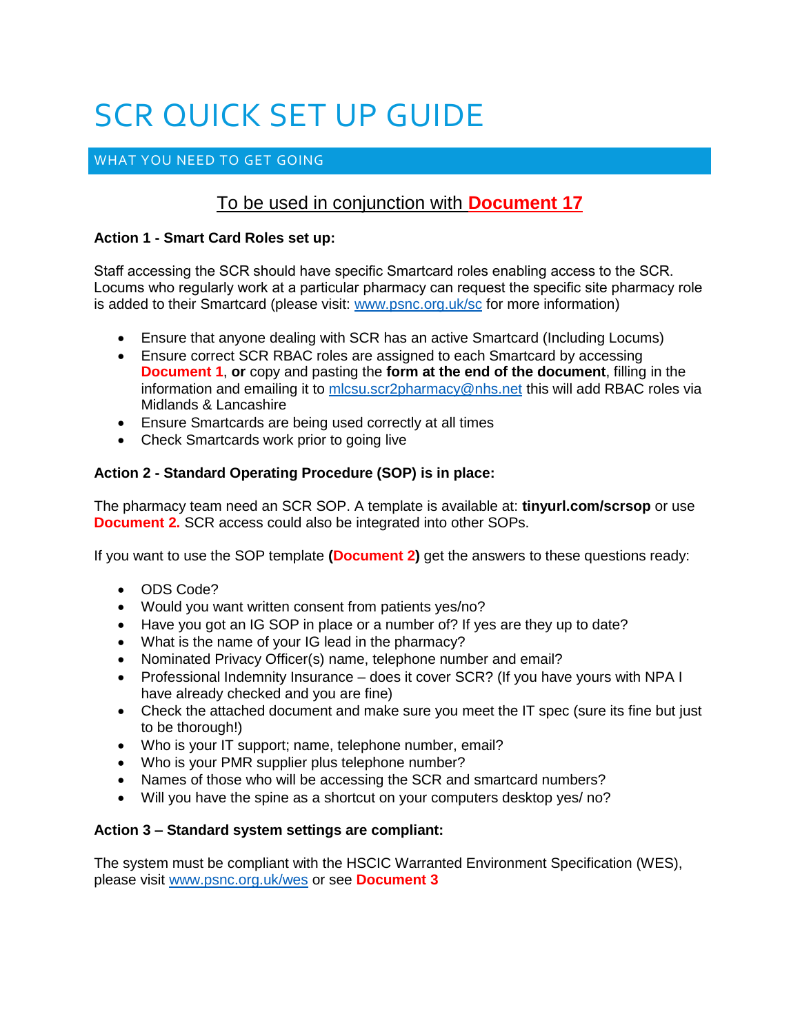# SCR QUICK SET UP GUIDE

## WHAT YOU NEED TO GET GOING

**To be used in conjunction with Document 17**

**Action 1 - Smart Card Roles set up:**

Staff accessing the SCR should have specific Smartcard roles enabling access to the SCR. Locums who regularly work at a particular pharmacy can request the specific site pharmacy role is added to their Smartcard (please visit: www.psnc.org.uk/sc for more information)

- Ensure that anyone dealing with SCR has an active Smartcard (Including Locums)
- Ensure correct SCR RBAC roles are assigned to each Smartcard by accessing **Document 1**, **or** copy and pasting the **form at the end of the document**, filling in the information and emailing it to mlcsu.scr2pharmacy@nhs.net this will add RBAC roles via Midlands & Lancashire
- Ensure Smartcards are being used correctly at all times
- Check Smartcards work prior to going live

**Action 2 - Standard Operating Procedure (SOP) is in place:**

The pharmacy team need an SCR SOP. A template is available at: **tinyurl.com/scrsop** or use **Document 2.** SCR access could also be integrated into other SOPs.

If you want to use the SOP template **(Document 2)** get the answers to these questions ready:

- ODS Code?
- Would you want written consent from patients yes/no?
- Have you got an IG SOP in place or a number of? If yes are they up to date?
- What is the name of your IG lead in the pharmacy?
- Nominated Privacy Officer(s) name, telephone number and email?
- Professional Indemnity Insurance – does it cover SCR? (If you have yours with NPA I have already checked and you are fine)
- Check the attached document and make sure you meet the IT spec (sure its fine but just to be thorough!)
- Who is your IT support; name, telephone number, email?
- Who is your PMR supplier plus telephone number?
- Names of those who will be accessing the SCR and smartcard numbers?
- Will you have the spine as a shortcut on your computers desktop yes/ no?

**Action 3 – Standard system settings are compliant:**

The system must be compliant with the HSCIC Warranted Environment Specification (WES), please visit www.psnc.org.uk/wes or see **Document 3**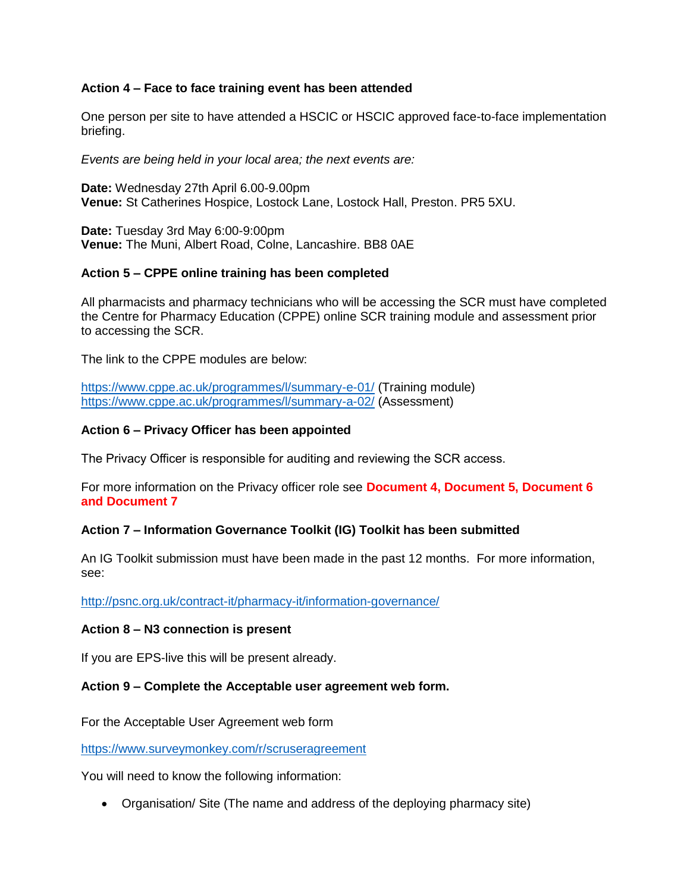**Action 4 – Face to face training event has been attended**

One person per site to have attended a HSCIC or HSCIC approved face-to-face implementation briefing.

*Events are being held in your local area; the next events are:*

**Date:** Wednesday 27th April 6.00-9.00pm
**Venue:** St Catherines Hospice, Lostock Lane, Lostock Hall, Preston. PR5 5XU.

**Date:** Tuesday 3rd May 6:00-9:00pm
**Venue:** The Muni, Albert Road, Colne, Lancashire. BB8 0AE

**Action 5 – CPPE online training has been completed**

All pharmacists and pharmacy technicians who will be accessing the SCR must have completed the Centre for Pharmacy Education (CPPE) online SCR training module and assessment prior to accessing the SCR.

The link to the CPPE modules are below:

https://www.cppe.ac.uk/programmes/l/summary-e-01/ (Training module)
https://www.cppe.ac.uk/programmes/l/summary-a-02/ (Assessment)

**Action 6 – Privacy Officer has been appointed**

The Privacy Officer is responsible for auditing and reviewing the SCR access.

For more information on the Privacy officer role see **Document 4, Document 5, Document 6 and Document 7**

**Action 7 – Information Governance Toolkit (IG) Toolkit has been submitted**

An IG Toolkit submission must have been made in the past 12 months. For more information, see:

http://psnc.org.uk/contract-it/pharmacy-it/information-governance/

**Action 8 – N3 connection is present**

If you are EPS-live this will be present already.

**Action 9 – Complete the Acceptable user agreement web form.**

For the Acceptable User Agreement web form

https://www.surveymonkey.com/r/scruseragreement

You will need to know the following information:

- Organisation/ Site (The name and address of the deploying pharmacy site)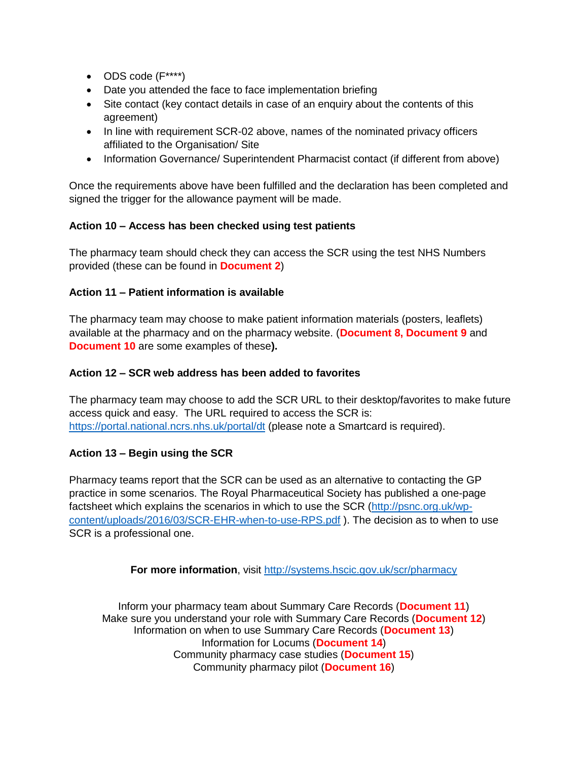- ODS code (F****)
- Date you attended the face to face implementation briefing
- Site contact (key contact details in case of an enquiry about the contents of this agreement)
- In line with requirement SCR-02 above, names of the nominated privacy officers affiliated to the Organisation/ Site
- Information Governance/ Superintendent Pharmacist contact (if different from above)

Once the requirements above have been fulfilled and the declaration has been completed and signed the trigger for the allowance payment will be made.

**Action 10 – Access has been checked using test patients**

The pharmacy team should check they can access the SCR using the test NHS Numbers provided (these can be found in **Document 2**)

**Action 11 – Patient information is available**

The pharmacy team may choose to make patient information materials (posters, leaflets) available at the pharmacy and on the pharmacy website. (**Document 8, Document 9** and **Document 10** are some examples of these**).**

**Action 12 – SCR web address has been added to favorites**

The pharmacy team may choose to add the SCR URL to their desktop/favorites to make future access quick and easy. The URL required to access the SCR is: https://portal.national.ncrs.nhs.uk/portal/dt (please note a Smartcard is required).

**Action 13 – Begin using the SCR**

Pharmacy teams report that the SCR can be used as an alternative to contacting the GP practice in some scenarios. The Royal Pharmaceutical Society has published a one-page factsheet which explains the scenarios in which to use the SCR (http://psnc.org.uk/wp-content/uploads/2016/03/SCR-EHR-when-to-use-RPS.pdf ). The decision as to when to use SCR is a professional one.

**For more information**, visit http://systems.hscic.gov.uk/scr/pharmacy

Inform your pharmacy team about Summary Care Records (**Document 11**)
Make sure you understand your role with Summary Care Records (**Document 12**)
Information on when to use Summary Care Records (**Document 13**)
Information for Locums (**Document 14**)
Community pharmacy case studies (**Document 15**)
Community pharmacy pilot (**Document 16**)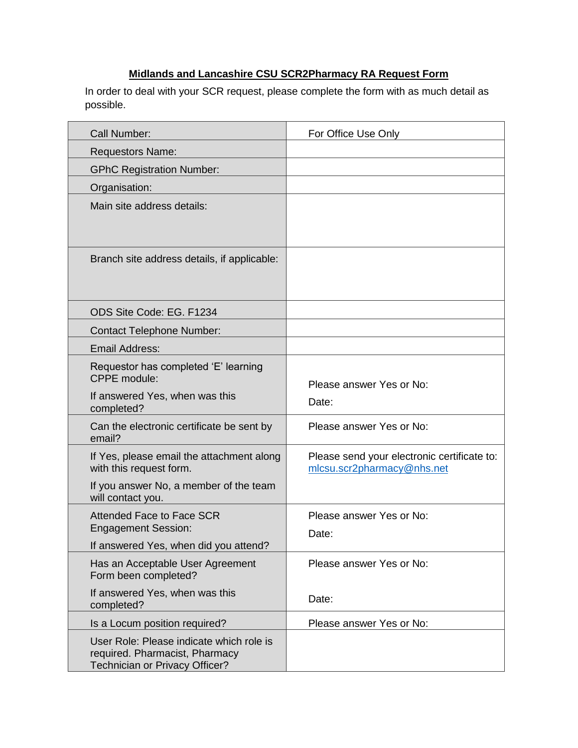## Midlands and Lancashire CSU SCR2Pharmacy RA Request Form

In order to deal with your SCR request, please complete the form with as much detail as possible.

| | |
|---|---|
| Call Number: | For Office Use Only |
| Requestors Name: | |
| GPhC Registration Number: | |
| Organisation: | |
| Main site address details: | |
| Branch site address details, if applicable: | |
| ODS Site Code: EG. F1234 | |
| Contact Telephone Number: | |
| Email Address: | |
| Requestor has completed 'E' learning CPPE module:<br>If answered Yes, when was this completed? | Please answer Yes or No:<br>Date: |
| Can the electronic certificate be sent by email? | Please answer Yes or No: |
| If Yes, please email the attachment along with this request form.<br>If you answer No, a member of the team will contact you. | Please send your electronic certificate to: mlcsu.scr2pharmacy@nhs.net |
| Attended Face to Face SCR Engagement Session:<br>If answered Yes, when did you attend? | Please answer Yes or No:<br>Date: |
| Has an Acceptable User Agreement Form been completed?<br>If answered Yes, when was this completed? | Please answer Yes or No:<br>Date: |
| Is a Locum position required? | Please answer Yes or No: |
| User Role: Please indicate which role is required. Pharmacist, Pharmacy Technician or Privacy Officer? | |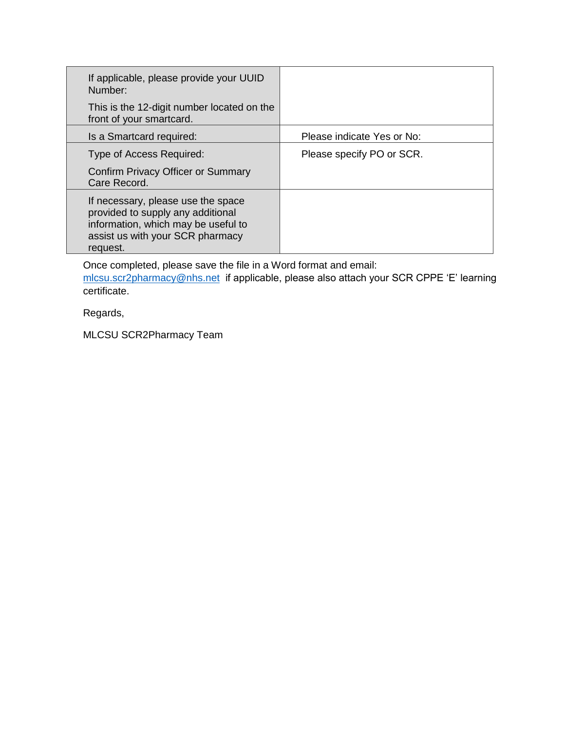| | |
|---|---|
| If applicable, please provide your UUID Number: This is the 12-digit number located on the front of your smartcard. | |
| Is a Smartcard required: | Please indicate Yes or No: |
| Type of Access Required: Confirm Privacy Officer or Summary Care Record. | Please specify PO or SCR. |
| If necessary, please use the space provided to supply any additional information, which may be useful to assist us with your SCR pharmacy request. | |

Once completed, please save the file in a Word format and email: mlcsu.scr2pharmacy@nhs.net if applicable, please also attach your SCR CPPE 'E' learning certificate.

Regards,

MLCSU SCR2Pharmacy Team